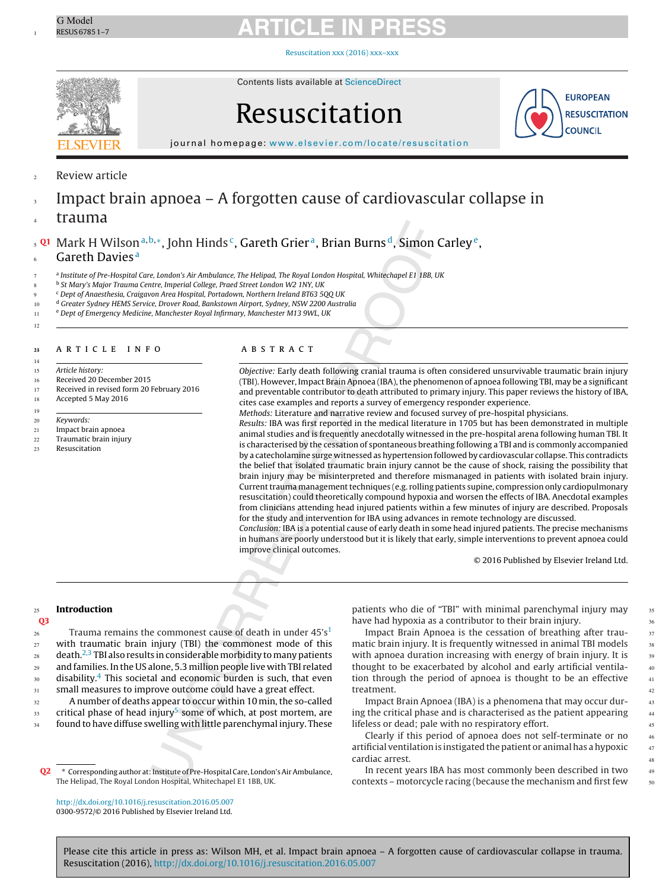Review article

# Impact brain apnoea – A forgotten cause of cardiovascular collapse in trauma

Mark H Wilson[a,b,*], John Hinds[c], Gareth Grier[a], Brian Burns[d], Simon Carley[e], Gareth Davies[a]

[a] Institute of Pre-Hospital Care, London's Air Ambulance, The Helipad, The Royal London Hospital, Whitechapel E1 1BB, UK
[b] St Mary's Major Trauma Centre, Imperial College, Praed Street London W2 1NY, UK
[c] Dept of Anaesthesia, Craigavon Area Hospital, Portadown, Northern Ireland BT63 5QQ UK
[d] Greater Sydney HEMS Service, Drover Road, Bankstown Airport, Sydney, NSW 2200 Australia
[e] Dept of Emergency Medicine, Manchester Royal Infirmary, Manchester M13 9WL, UK

**ARTICLE INFO**

*Article history:*
Received 20 December 2015
Received in revised form 20 February 2016
Accepted 5 May 2016

*Keywords:*
Impact brain apnoea
Traumatic brain injury
Resuscitation

**ABSTRACT**

*Objective:* Early death following cranial trauma is often considered unsurvivable traumatic brain injury (TBI). However, Impact Brain Apnoea (IBA), the phenomenon of apnoea following TBI, may be a significant and preventable contributor to death attributed to primary injury. This paper reviews the history of IBA, cites case examples and reports a survey of emergency responder experience.

*Methods:* Literature and narrative review and focused survey of pre-hospital physicians.

*Results:* IBA was first reported in the medical literature in 1705 but has been demonstrated in multiple animal studies and is frequently anecdotally witnessed in the pre-hospital arena following human TBI. It is characterised by the cessation of spontaneous breathing following a TBI and is commonly accompanied by a catecholamine surge witnessed as hypertension followed by cardiovascular collapse. This contradicts the belief that isolated traumatic brain injury cannot be the cause of shock, raising the possibility that brain injury may be misinterpreted and therefore mismanaged in patients with isolated brain injury. Current trauma management techniques (e.g. rolling patients supine, compression only cardiopulmonary resuscitation) could theoretically compound hypoxia and worsen the effects of IBA. Anecdotal examples from clinicians attending head injured patients within a few minutes of injury are described. Proposals for the study and intervention for IBA using advances in remote technology are discussed.

*Conclusion:* IBA is a potential cause of early death in some head injured patients. The precise mechanisms in humans are poorly understood but it is likely that early, simple interventions to prevent apnoea could improve clinical outcomes.

© 2016 Published by Elsevier Ireland Ltd.

## Introduction

Trauma remains the commonest cause of death in under 45's[1] with traumatic brain injury (TBI) the commonest mode of this death.[2,3] TBI also results in considerable morbidity to many patients and families. In the US alone, 5.3 million people live with TBI related disability.[4] This societal and economic burden is such, that even small measures to improve outcome could have a great effect.

A number of deaths appear to occur within 10 min, the so-called critical phase of head injury[5] some of which, at post mortem, are found to have diffuse swelling with little parenchymal injury. These patients who die of "TBI" with minimal parenchymal injury may have had hypoxia as a contributor to their brain injury.

Impact Brain Apnoea is the cessation of breathing after traumatic brain injury. It is frequently witnessed in animal TBI models with apnoea duration increasing with energy of brain injury. It is thought to be exacerbated by alcohol and early artificial ventilation through the period of apnoea is thought to be an effective treatment.

Impact Brain Apnoea (IBA) is a phenomena that may occur during the critical phase and is characterised as the patient appearing lifeless or dead; pale with no respiratory effort.

Clearly if this period of apnoea does not self-terminate or no artificial ventilation is instigated the patient or animal has a hypoxic cardiac arrest.

In recent years IBA has most commonly been described in two contexts – motorcycle racing (because the mechanism and first few

* Corresponding author at: Institute of Pre-Hospital Care, London's Air Ambulance, The Helipad, The Royal London Hospital, Whitechapel E1 1BB, UK.

http://dx.doi.org/10.1016/j.resuscitation.2016.05.007
0300-9572/© 2016 Published by Elsevier Ireland Ltd.

Please cite this article in press as: Wilson MH, et al. Impact brain apnoea – A forgotten cause of cardiovascular collapse in trauma. Resuscitation (2016), http://dx.doi.org/10.1016/j.resuscitation.2016.05.007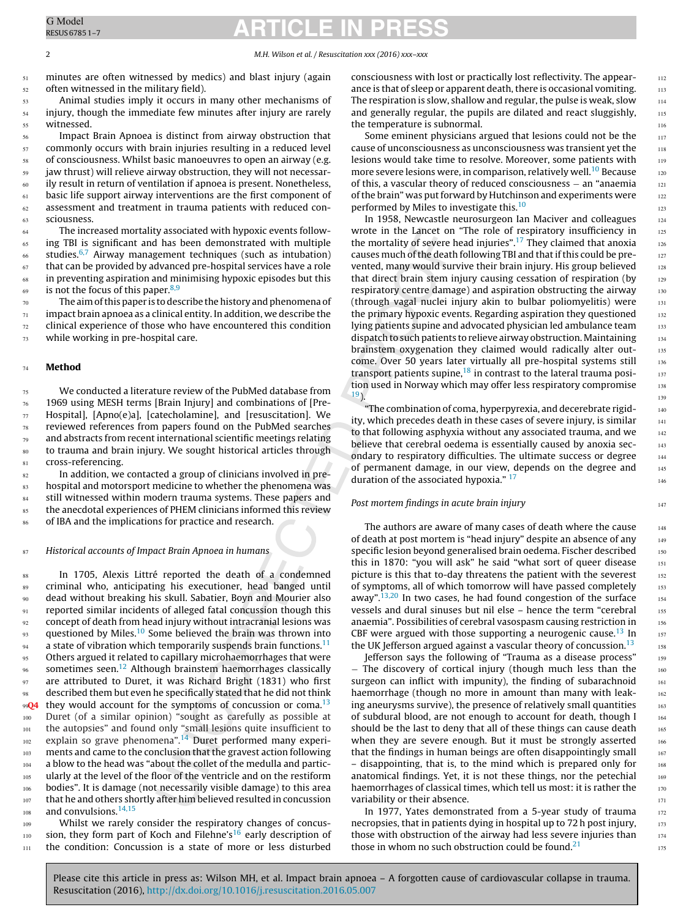minutes are often witnessed by medics) and blast injury (again often witnessed in the military field).

Animal studies imply it occurs in many other mechanisms of injury, though the immediate few minutes after injury are rarely witnessed.

Impact Brain Apnoea is distinct from airway obstruction that commonly occurs with brain injuries resulting in a reduced level of consciousness. Whilst basic manoeuvres to open an airway (e.g. jaw thrust) will relieve airway obstruction, they will not necessarily result in return of ventilation if apnoea is present. Nonetheless, basic life support airway interventions are the first component of assessment and treatment in trauma patients with reduced consciousness.

The increased mortality associated with hypoxic events following TBI is significant and has been demonstrated with multiple studies.[6,7] Airway management techniques (such as intubation) that can be provided by advanced pre-hospital services have a role in preventing aspiration and minimising hypoxic episodes but this is not the focus of this paper.[8,9]

The aim of this paper is to describe the history and phenomena of impact brain apnoea as a clinical entity. In addition, we describe the clinical experience of those who have encountered this condition while working in pre-hospital care.

## Method

We conducted a literature review of the PubMed database from 1969 using MESH terms [Brain Injury] and combinations of [Pre-Hospital], [Apno(e)a], [catecholamine], and [resuscitation]. We reviewed references from papers found on the PubMed searches and abstracts from recent international scientific meetings relating to trauma and brain injury. We sought historical articles through cross-referencing.

In addition, we contacted a group of clinicians involved in pre-hospital and motorsport medicine to whether the phenomena was still witnessed within modern trauma systems. These papers and the anecdotal experiences of PHEM clinicians informed this review of IBA and the implications for practice and research.

### *Historical accounts of Impact Brain Apnoea in humans*

In 1705, Alexis Littré reported the death of a condemned criminal who, anticipating his executioner, head banged until dead without breaking his skull. Sabatier, Boyn and Mourier also reported similar incidents of alleged fatal concussion though this concept of death from head injury without intracranial lesions was questioned by Miles.[10] Some believed the brain was thrown into a state of vibration which temporarily suspends brain functions.[11] Others argued it related to capillary microhaemorrhages that were sometimes seen.[12] Although brainstem haemorrhages classically are attributed to Duret, it was Richard Bright (1831) who first described them but even he specifically stated that he did not think they would account for the symptoms of concussion or coma.[13] Duret (of a similar opinion) "sought as carefully as possible at the autopsies" and found only "small lesions quite insufficient to explain so grave phenomena".[14] Duret performed many experiments and came to the conclusion that the gravest action following a blow to the head was "about the collet of the medulla and particularly at the level of the floor of the ventricle and on the restiform bodies". It is damage (not necessarily visible damage) to this area that he and others shortly after him believed resulted in concussion and convulsions.[14,15]

Whilst we rarely consider the respiratory changes of concussion, they form part of Koch and Filehne's[16] early description of the condition: Concussion is a state of more or less disturbed consciousness with lost or practically lost reflectivity. The appearance is that of sleep or apparent death, there is occasional vomiting. The respiration is slow, shallow and regular, the pulse is weak, slow and generally regular, the pupils are dilated and react sluggishly, the temperature is subnormal.

Some eminent physicians argued that lesions could not be the cause of unconsciousness as unconsciousness was transient yet the lesions would take time to resolve. Moreover, some patients with more severe lesions were, in comparison, relatively well.[10] Because of this, a vascular theory of reduced consciousness – an "anaemia of the brain" was put forward by Hutchinson and experiments were performed by Miles to investigate this.[10]

In 1958, Newcastle neurosurgeon Ian Maciver and colleagues wrote in the Lancet on "The role of respiratory insufficiency in the mortality of severe head injuries".[17] They claimed that anoxia causes much of the death following TBI and that if this could be prevented, many would survive their brain injury. His group believed that direct brain stem injury causing cessation of respiration (by respiratory centre damage) and aspiration obstructing the airway (through vagal nuclei injury akin to bulbar poliomyelitis) were the primary hypoxic events. Regarding aspiration they questioned lying patients supine and advocated physician led ambulance team dispatch to such patients to relieve airway obstruction. Maintaining brainstem oxygenation they claimed would radically alter outcome. Over 50 years later virtually all pre-hospital systems still transport patients supine,[18] in contrast to the lateral trauma position used in Norway which may offer less respiratory compromise [19]).

"The combination of coma, hyperpyrexia, and decerebrate rigidity, which precedes death in these cases of severe injury, is similar to that following asphyxia without any associated trauma, and we believe that cerebral oedema is essentially caused by anoxia secondary to respiratory difficulties. The ultimate success or degree of permanent damage, in our view, depends on the degree and duration of the associated hypoxia." [17]

### *Post mortem findings in acute brain injury*

The authors are aware of many cases of death where the cause of death at post mortem is "head injury" despite an absence of any specific lesion beyond generalised brain oedema. Fischer described this in 1870: "you will ask" he said "what sort of queer disease picture is this that to-day threatens the patient with the severest of symptoms, of all which tomorrow will have passed completely away".[13,20] In two cases, he had found congestion of the surface vessels and dural sinuses but nil else – hence the term "cerebral anaemia". Possibilities of cerebral vasospasm causing restriction in CBF were argued with those supporting a neurogenic cause.[13] In the UK Jefferson argued against a vascular theory of concussion.[13]

Jefferson says the following of "Trauma as a disease process" – The discovery of cortical injury (though much less than the surgeon can inflict with impunity), the finding of subarachnoid haemorrhage (though no more in amount than many with leaking aneurysms survive), the presence of relatively small quantities of subdural blood, are not enough to account for death, though I should be the last to deny that all of these things can cause death when they are severe enough. But it must be strongly asserted that the findings in human beings are often disappointingly small – disappointing, that is, to the mind which is prepared only for anatomical findings. Yet, it is not these things, nor the petechial haemorrhages of classical times, which tell us most: it is rather the variability or their absence.

In 1977, Yates demonstrated from a 5-year study of trauma necropsies, that in patients dying in hospital up to 72 h post injury, those with obstruction of the airway had less severe injuries than those in whom no such obstruction could be found.[21]

Please cite this article in press as: Wilson MH, et al. Impact brain apnoea – A forgotten cause of cardiovascular collapse in trauma. Resuscitation (2016), http://dx.doi.org/10.1016/j.resuscitation.2016.05.007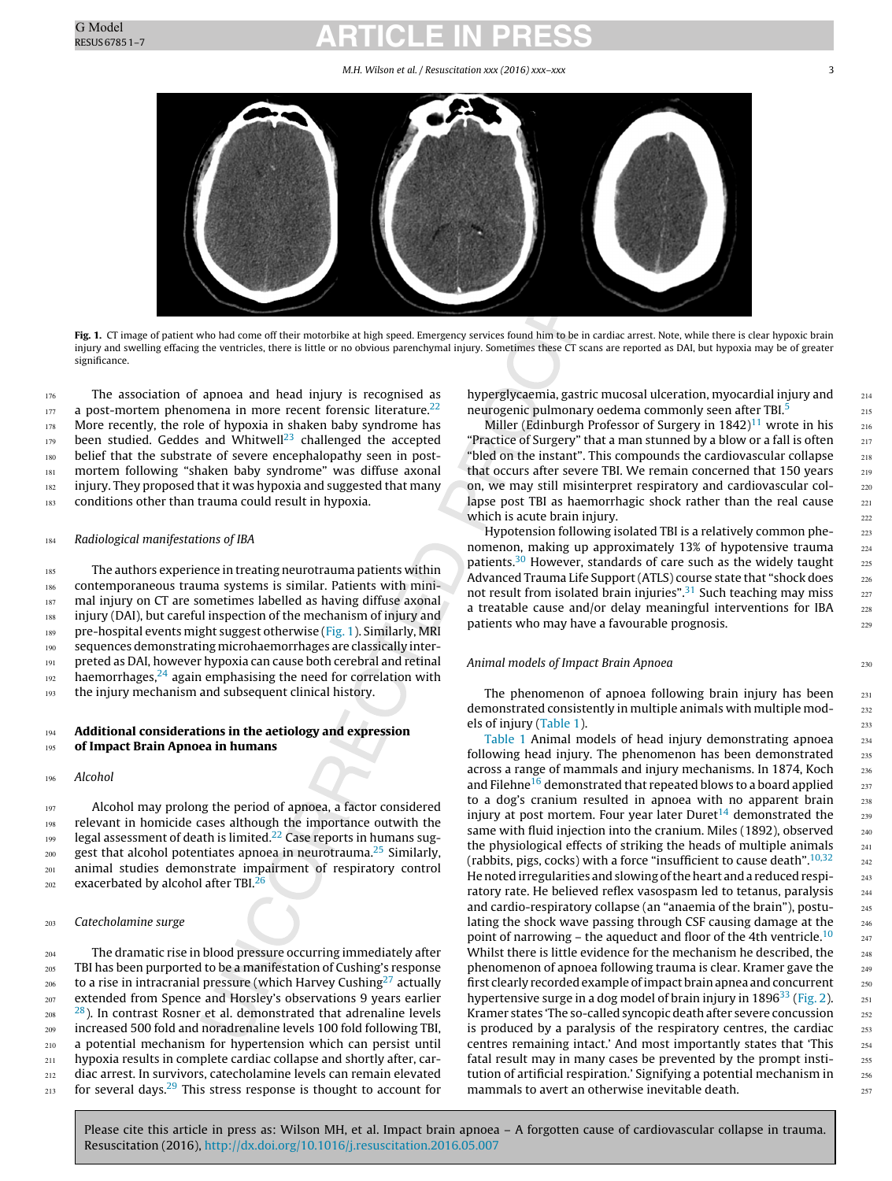**Fig. 1.** CT image of patient who had come off their motorbike at high speed. Emergency services found him to be in cardiac arrest. Note, while there is clear hypoxic brain injury and swelling effacing the ventricles, there is little or no obvious parenchymal injury. Sometimes these CT scans are reported as DAI, but hypoxia may be of greater significance.

The association of apnoea and head injury is recognised as a post-mortem phenomena in more recent forensic literature.[22] More recently, the role of hypoxia in shaken baby syndrome has been studied. Geddes and Whitwell[23] challenged the accepted belief that the substrate of severe encephalopathy seen in post-mortem following "shaken baby syndrome" was diffuse axonal injury. They proposed that it was hypoxia and suggested that many conditions other than trauma could result in hypoxia.

### Radiological manifestations of IBA

The authors experience in treating neurotrauma patients within contemporaneous trauma systems is similar. Patients with minimal injury on CT are sometimes labelled as having diffuse axonal injury (DAI), but careful inspection of the mechanism of injury and pre-hospital events might suggest otherwise (Fig. 1). Similarly, MRI sequences demonstrating microhaemorrhages are classically interpreted as DAI, however hypoxia can cause both cerebral and retinal haemorrhages,[24] again emphasising the need for correlation with the injury mechanism and subsequent clinical history.

## Additional considerations in the aetiology and expression of Impact Brain Apnoea in humans

### Alcohol

Alcohol may prolong the period of apnoea, a factor considered relevant in homicide cases although the importance outwith the legal assessment of death is limited.[22] Case reports in humans suggest that alcohol potentiates apnoea in neurotrauma.[25] Similarly, animal studies demonstrate impairment of respiratory control exacerbated by alcohol after TBI.[26]

### Catecholamine surge

The dramatic rise in blood pressure occurring immediately after TBI has been purported to be a manifestation of Cushing's response to a rise in intracranial pressure (which Harvey Cushing[27] actually extended from Spence and Horsley's observations 9 years earlier [28]). In contrast Rosner et al. demonstrated that adrenaline levels increased 500 fold and noradrenaline levels 100 fold following TBI, a potential mechanism for hypertension which can persist until hypoxia results in complete cardiac collapse and shortly after, cardiac arrest. In survivors, catecholamine levels can remain elevated for several days.[29] This stress response is thought to account for hyperglycaemia, gastric mucosal ulceration, myocardial injury and neurogenic pulmonary oedema commonly seen after TBI.[5]

Miller (Edinburgh Professor of Surgery in 1842)[11] wrote in his "Practice of Surgery" that a man stunned by a blow or a fall is often "bled on the instant". This compounds the cardiovascular collapse that occurs after severe TBI. We remain concerned that 150 years on, we may still misinterpret respiratory and cardiovascular collapse post TBI as haemorrhagic shock rather than the real cause which is acute brain injury.

Hypotension following isolated TBI is a relatively common phenomenon, making up approximately 13% of hypotensive trauma patients.[30] However, standards of care such as the widely taught Advanced Trauma Life Support (ATLS) course state that "shock does not result from isolated brain injuries".[31] Such teaching may miss a treatable cause and/or delay meaningful interventions for IBA patients who may have a favourable prognosis.

### Animal models of Impact Brain Apnoea

The phenomenon of apnoea following brain injury has been demonstrated consistently in multiple animals with multiple models of injury (Table 1).

Table 1 Animal models of head injury demonstrating apnoea following head injury. The phenomenon has been demonstrated across a range of mammals and injury mechanisms. In 1874, Koch and Filehne[16] demonstrated that repeated blows to a board applied to a dog's cranium resulted in apnoea with no apparent brain injury at post mortem. Four year later Duret[14] demonstrated the same with fluid injection into the cranium. Miles (1892), observed the physiological effects of striking the heads of multiple animals (rabbits, pigs, cocks) with a force "insufficient to cause death".[10,32] He noted irregularities and slowing of the heart and a reduced respiratory rate. He believed reflex vasospasm led to tetanus, paralysis and cardio-respiratory collapse (an "anaemia of the brain"), postulating the shock wave passing through CSF causing damage at the point of narrowing – the aqueduct and floor of the 4th ventricle.[10] Whilst there is little evidence for the mechanism he described, the phenomenon of apnoea following trauma is clear. Kramer gave the first clearly recorded example of impact brain apnea and concurrent hypertensive surge in a dog model of brain injury in 1896[33] (Fig. 2). Kramer states 'The so-called syncopic death after severe concussion is produced by a paralysis of the respiratory centres, the cardiac centres remaining intact.' And most importantly states that 'This fatal result may in many cases be prevented by the prompt institution of artificial respiration.' Signifying a potential mechanism in mammals to avert an otherwise inevitable death.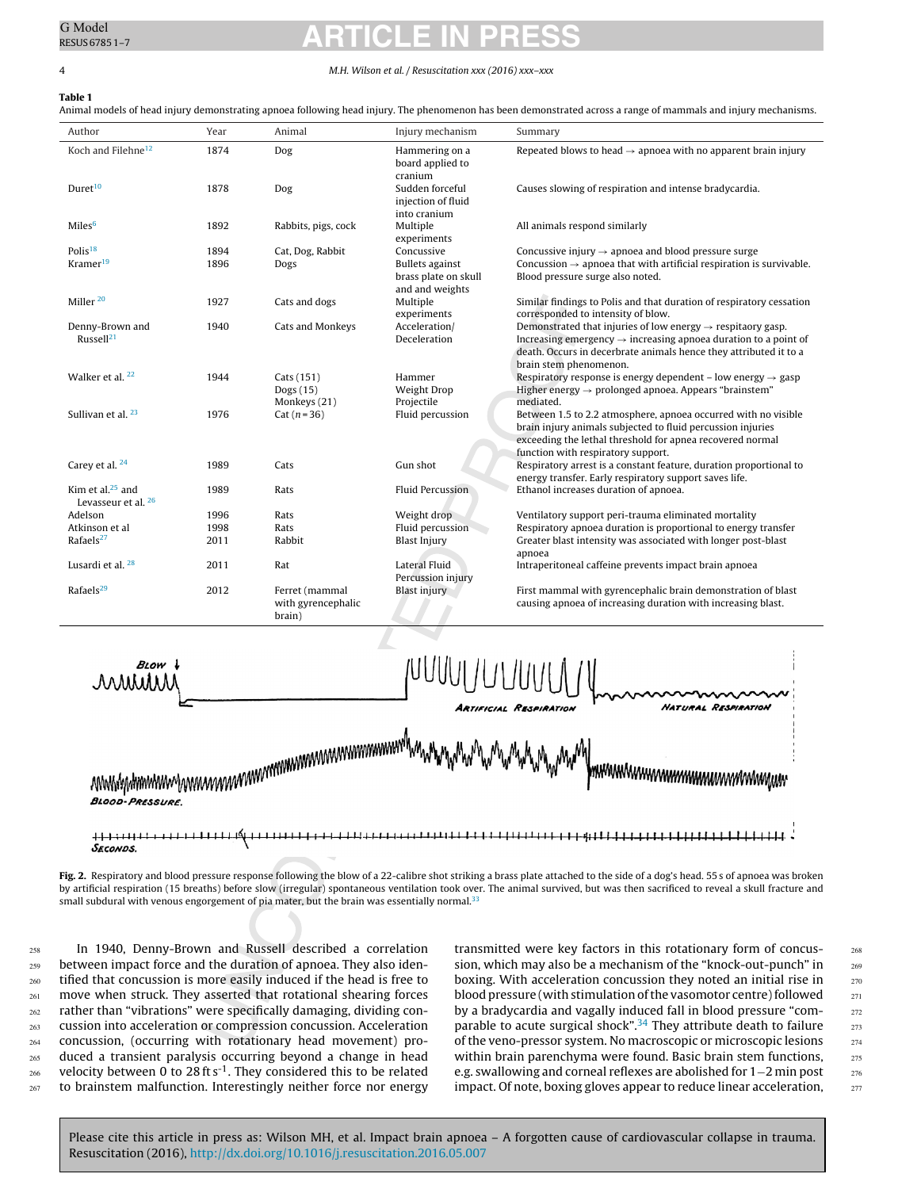**Table 1**
Animal models of head injury demonstrating apnoea following head injury. The phenomenon has been demonstrated across a range of mammals and injury mechanisms.

| Author | Year | Animal | Injury mechanism | Summary |
|---|---|---|---|---|
| Koch and Filehne[12] | 1874 | Dog | Hammering on a board applied to cranium | Repeated blows to head → apnoea with no apparent brain injury |
| Duret[10] | 1878 | Dog | Sudden forceful injection of fluid into cranium | Causes slowing of respiration and intense bradycardia. |
| Miles[6] | 1892 | Rabbits, pigs, cock | Multiple experiments | All animals respond similarly |
| Polis[18] | 1894 | Cat, Dog, Rabbit | Concussive | Concussive injury → apnoea and blood pressure surge |
| Kramer[19] | 1896 | Dogs | Bullets against brass plate on skull and and weights | Concussion → apnoea that with artificial respiration is survivable. Blood pressure surge also noted. |
| Miller [20] | 1927 | Cats and dogs | Multiple experiments | Similar findings to Polis and that duration of respiratory cessation corresponded to intensity of blow. |
| Denny-Brown and Russell[21] | 1940 | Cats and Monkeys | Acceleration/ Deceleration | Demonstrated that injuries of low energy → respitaory gasp. Increasing emergency → increasing apnoea duration to a point of death. Occurs in decerbrate animals hence they attributed it to a brain stem phenomenon. |
| Walker et al. [22] | 1944 | Cats (151) Dogs (15) Monkeys (21) | Hammer Weight Drop Projectile | Respiratory response is energy dependent – low energy → gasp Higher energy → prolonged apnoea. Appears "brainstem" mediated. |
| Sullivan et al. [23] | 1976 | Cat ($n$ = 36) | Fluid percussion | Between 1.5 to 2.2 atmosphere, apnoea occurred with no visible brain injury animals subjected to fluid percussion injuries exceeding the lethal threshold for apnea recovered normal function with respiratory support. |
| Carey et al. [24] | 1989 | Cats | Gun shot | Respiratory arrest is a constant feature, duration proportional to energy transfer. Early respiratory support saves life. |
| Kim et al.[25] and Levasseur et al. [26] | 1989 | Rats | Fluid Percussion | Ethanol increases duration of apnoea. |
| Adelson | 1996 | Rats | Weight drop | Ventilatory support peri-trauma eliminated mortality |
| Atkinson et al | 1998 | Rats | Fluid percussion | Respiratory apnoea duration is proportional to energy transfer |
| Rafaels[27] | 2011 | Rabbit | Blast Injury | Greater blast intensity was associated with longer post-blast apnoea |
| Lusardi et al. [28] | 2011 | Rat | Lateral Fluid Percussion injury | Intraperitoneal caffeine prevents impact brain apnoea |
| Rafaels[29] | 2012 | Ferret (mammal with gyrencephalic brain) | Blast injury | First mammal with gyrencephalic brain demonstration of blast causing apnoea of increasing duration with increasing blast. |

**Fig. 2.** Respiratory and blood pressure response following the blow of a 22-calibre shot striking a brass plate attached to the side of a dog's head. 55 s of apnoea was broken by artificial respiration (15 breaths) before slow (irregular) spontaneous ventilation took over. The animal survived, but was then sacrificed to reveal a skull fracture and small subdural with venous engorgement of pia mater, but the brain was essentially normal.[33]

In 1940, Denny-Brown and Russell described a correlation between impact force and the duration of apnoea. They also identified that concussion is more easily induced if the head is free to move when struck. They asserted that rotational shearing forces rather than "vibrations" were specifically damaging, dividing concussion into acceleration or compression concussion. Acceleration concussion, (occurring with rotationary head movement) produced a transient paralysis occurring beyond a change in head velocity between 0 to 28 ft s$^{-1}$. They considered this to be related to brainstem malfunction. Interestingly neither force nor energy transmitted were key factors in this rotationary form of concussion, which may also be a mechanism of the "knock-out-punch" in boxing. With acceleration concussion they noted an initial rise in blood pressure (with stimulation of the vasomotor centre) followed by a bradycardia and vagally induced fall in blood pressure "comparable to acute surgical shock".[34] They attribute death to failure of the veno-pressor system. No macroscopic or microscopic lesions within brain parenchyma were found. Basic brain stem functions, e.g. swallowing and corneal reflexes are abolished for 1–2 min post impact. Of note, boxing gloves appear to reduce linear acceleration,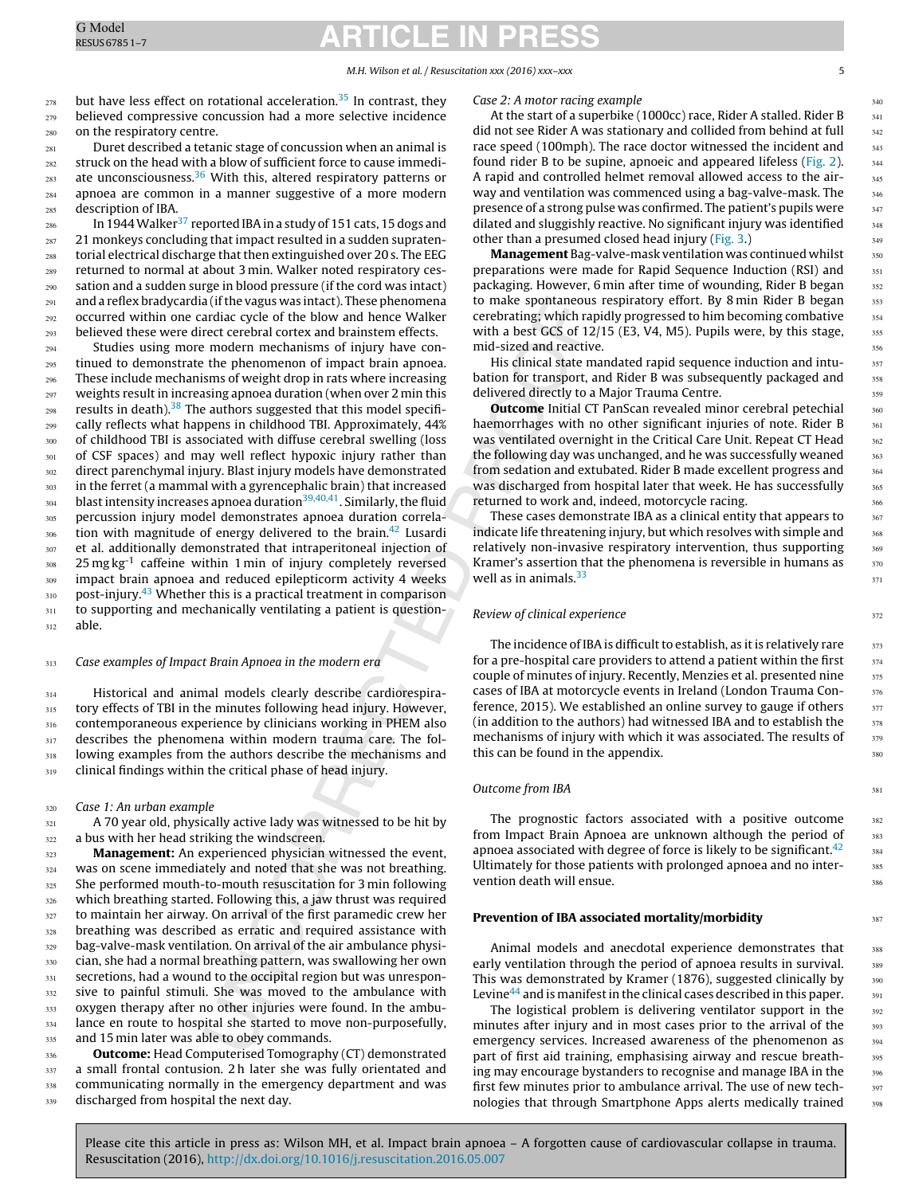but have less effect on rotational acceleration.[35] In contrast, they believed compressive concussion had a more selective incidence on the respiratory centre.

Duret described a tetanic stage of concussion when an animal is struck on the head with a blow of sufficient force to cause immediate unconsciousness.[36] With this, altered respiratory patterns or apnoea are common in a manner suggestive of a more modern description of IBA.

In 1944 Walker[37] reported IBA in a study of 151 cats, 15 dogs and 21 monkeys concluding that impact resulted in a sudden supratentorial electrical discharge that then extinguished over 20 s. The EEG returned to normal at about 3 min. Walker noted respiratory cessation and a sudden surge in blood pressure (if the cord was intact) and a reflex bradycardia (if the vagus was intact). These phenomena occurred within one cardiac cycle of the blow and hence Walker believed these were direct cerebral cortex and brainstem effects.

Studies using more modern mechanisms of injury have continued to demonstrate the phenomenon of impact brain apnoea. These include mechanisms of weight drop in rats where increasing weights result in increasing apnoea duration (when over 2 min this results in death).[38] The authors suggested that this model specifically reflects what happens in childhood TBI. Approximately, 44% of childhood TBI is associated with diffuse cerebral swelling (loss of CSF spaces) and may well reflect hypoxic injury rather than direct parenchymal injury. Blast injury models have demonstrated in the ferret (a mammal with a gyrencephalic brain) that increased blast intensity increases apnoea duration[39,40,41]. Similarly, the fluid percussion injury model demonstrates apnoea duration correlation with magnitude of energy delivered to the brain.[42] Lusardi et al. additionally demonstrated that intraperitoneal injection of $25\,\mathrm{mg\,kg^{-1}}$ caffeine within 1 min of injury completely reversed impact brain apnoea and reduced epilepticorm activity 4 weeks post-injury.[43] Whether this is a practical treatment in comparison to supporting and mechanically ventilating a patient is questionable.

### Case examples of Impact Brain Apnoea in the modern era

Historical and animal models clearly describe cardiorespiratory effects of TBI in the minutes following head injury. However, contemporaneous experience by clinicians working in PHEM also describes the phenomena within modern trauma care. The following examples from the authors describe the mechanisms and clinical findings within the critical phase of head injury.

#### Case 1: An urban example

A 70 year old, physically active lady was witnessed to be hit by a bus with her head striking the windscreen.

**Management:** An experienced physician witnessed the event, was on scene immediately and noted that she was not breathing. She performed mouth-to-mouth resuscitation for 3 min following which breathing started. Following this, a jaw thrust was required to maintain her airway. On arrival of the first paramedic crew her breathing was described as erratic and required assistance with bag-valve-mask ventilation. On arrival of the air ambulance physician, she had a normal breathing pattern, was swallowing her own secretions, had a wound to the occipital region but was unresponsive to painful stimuli. She was moved to the ambulance with oxygen therapy after no other injuries were found. In the ambulance en route to hospital she started to move non-purposefully, and 15 min later was able to obey commands.

**Outcome:** Head Computerised Tomography (CT) demonstrated a small frontal contusion. 2 h later she was fully orientated and communicating normally in the emergency department and was discharged from hospital the next day.

#### Case 2: A motor racing example

At the start of a superbike (1000cc) race, Rider A stalled. Rider B did not see Rider A was stationary and collided from behind at full race speed (100mph). The race doctor witnessed the incident and found rider B to be supine, apnoeic and appeared lifeless (Fig. 2). A rapid and controlled helmet removal allowed access to the airway and ventilation was commenced using a bag-valve-mask. The presence of a strong pulse was confirmed. The patient's pupils were dilated and sluggishly reactive. No significant injury was identified other than a presumed closed head injury (Fig. 3.)

**Management** Bag-valve-mask ventilation was continued whilst preparations were made for Rapid Sequence Induction (RSI) and packaging. However, 6 min after time of wounding, Rider B began to make spontaneous respiratory effort. By 8 min Rider B began cerebrating; which rapidly progressed to him becoming combative with a best GCS of 12/15 (E3, V4, M5). Pupils were, by this stage, mid-sized and reactive.

His clinical state mandated rapid sequence induction and intubation for transport, and Rider B was subsequently packaged and delivered directly to a Major Trauma Centre.

**Outcome** Initial CT PanScan revealed minor cerebral petechial haemorrhages with no other significant injuries of note. Rider B was ventilated overnight in the Critical Care Unit. Repeat CT Head the following day was unchanged, and he was successfully weaned from sedation and extubated. Rider B made excellent progress and was discharged from hospital later that week. He has successfully returned to work and, indeed, motorcycle racing.

These cases demonstrate IBA as a clinical entity that appears to indicate life threatening injury, but which resolves with simple and relatively non-invasive respiratory intervention, thus supporting Kramer's assertion that the phenomena is reversible in humans as well as in animals.[33]

### Review of clinical experience

The incidence of IBA is difficult to establish, as it is relatively rare for a pre-hospital care providers to attend a patient within the first couple of minutes of injury. Recently, Menzies et al. presented nine cases of IBA at motorcycle events in Ireland (London Trauma Conference, 2015). We established an online survey to gauge if others (in addition to the authors) had witnessed IBA and to establish the mechanisms of injury with which it was associated. The results of this can be found in the appendix.

### Outcome from IBA

The prognostic factors associated with a positive outcome from Impact Brain Apnoea are unknown although the period of apnoea associated with degree of force is likely to be significant.[42] Ultimately for those patients with prolonged apnoea and no intervention death will ensue.

## Prevention of IBA associated mortality/morbidity

Animal models and anecdotal experience demonstrates that early ventilation through the period of apnoea results in survival. This was demonstrated by Kramer (1876), suggested clinically by Levine[44] and is manifest in the clinical cases described in this paper.

The logistical problem is delivering ventilator support in the minutes after injury and in most cases prior to the arrival of the emergency services. Increased awareness of the phenomenon as part of first aid training, emphasising airway and rescue breathing may encourage bystanders to recognise and manage IBA in the first few minutes prior to ambulance arrival. The use of new technologies that through Smartphone Apps alerts medically trained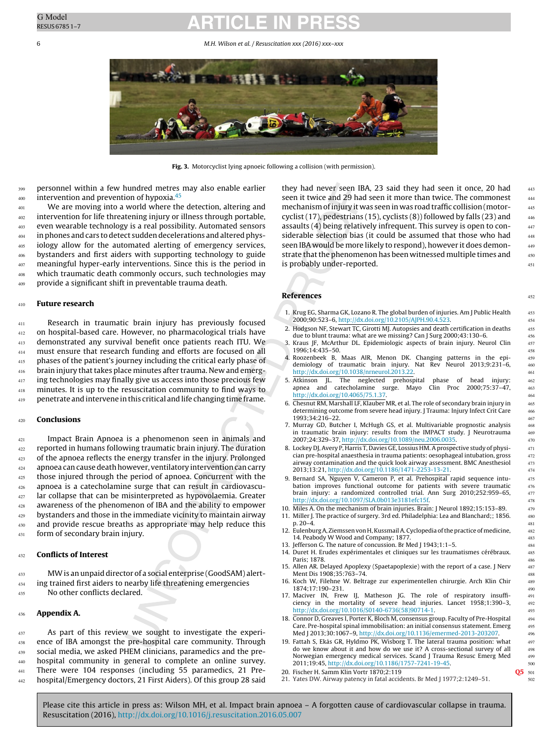Fig. 3. Motorcyclist lying apnoeic following a collision (with permission).

personnel within a few hundred metres may also enable earlier intervention and prevention of hypoxia.[45]

We are moving into a world where the detection, altering and intervention for life threatening injury or illness through portable, even wearable technology is a real possibility. Automated sensors in phones and cars to detect sudden decelerations and altered physiology allow for the automated alerting of emergency services, bystanders and first aiders with supporting technology to guide meaningful hyper-early interventions. Since this is the period in which traumatic death commonly occurs, such technologies may provide a significant shift in preventable trauma death.

## Future research

Research in traumatic brain injury has previously focused on hospital-based care. However, no pharmacological trials have demonstrated any survival benefit once patients reach ITU. We must ensure that research funding and efforts are focused on all phases of the patient's journey including the critical early phase of brain injury that takes place minutes after trauma. New and emerging technologies may finally give us access into those precious few minutes. It is up to the resuscitation community to find ways to penetrate and intervene in this critical and life changing time frame.

## Conclusions

Impact Brain Apnoea is a phenomenon seen in animals and reported in humans following traumatic brain injury. The duration of the apnoea reflects the energy transfer in the injury. Prolonged apnoea can cause death however, ventilatory intervention can carry those injured through the period of apnoea. Concurrent with the apnoea is a catecholamine surge that can result in cardiovascular collapse that can be misinterpreted as hypovolaemia. Greater awareness of the phenomenon of IBA and the ability to empower bystanders and those in the immediate vicinity to maintain airway and provide rescue breaths as appropriate may help reduce this form of secondary brain injury.

## Conflicts of Interest

MW is an unpaid director of a social enterprise (GoodSAM) alerting trained first aiders to nearby life threatening emergencies

No other conflicts declared.

## Appendix A.

As part of this review we sought to investigate the experience of IBA amongst the pre-hospital care community. Through social media, we asked PHEM clinicians, paramedics and the pre-hospital community in general to complete an online survey. There were 104 responses (including 55 paramedics, 21 Pre-hospital/Emergency doctors, 21 First Aiders). Of this group 28 said they had never seen IBA, 23 said they had seen it once, 20 had seen it twice and 29 had seen it more than twice. The commonest mechanism of injury it was seen in was road traffic collision (motorcyclist (17), pedestrians (15), cyclists (8)) followed by falls (23) and assaults (4) being relatively infrequent. This survey is open to considerable selection bias (it could be assumed that those who had seen IBA would be more likely to respond), however it does demonstrate that the phenomenon has been witnessed multiple times and is probably under-reported.

## References

1. Krug EG, Sharma GK, Lozano R. The global burden of injuries. Am J Public Health 2000;90:523–6, http://dx.doi.org/10.2105/AJPH.90.4.523.
2. Hodgson NF, Stewart TC, Girotti MJ. Autopsies and death certification in deaths due to blunt trauma: what are we missing? Can J Surg 2000;43:130–6.
3. Kraus JF, McArthur DL. Epidemiologic aspects of brain injury. Neurol Clin 1996;14:435–50.
4. Roozenbeek B, Maas AIR, Menon DK. Changing patterns in the epidemiology of traumatic brain injury. Nat Rev Neurol 2013;9:231–6, http://dx.doi.org/10.1038/nrneurol.2013.22.
5. Atkinson JL. The neglected prehospital phase of head injury: apnea and catecholamine surge. Mayo Clin Proc 2000;75:37–47, http://dx.doi.org/10.4065/75.1.37.
6. Chesnut RM, Marshall LF, Klauber MR, et al. The role of secondary brain injury in determining outcome from severe head injury. J Trauma: Injury Infect Crit Care 1993;34:216–22.
7. Murray GD, Butcher I, McHugh GS, et al. Multivariable prognostic analysis in traumatic brain injury: results from the IMPACT study. J Neurotrauma 2007;24:329–37, http://dx.doi.org/10.1089/neu.2006.0035.
8. Lockey DJ, Avery P, Harris T, Davies GE, Lossius HM. A prospective study of physician pre-hospital anaesthesia in trauma patients: oesophageal intubation, gross airway contamination and the quick look airway assessment. BMC Anesthesiol 2013;13:21, http://dx.doi.org/10.1186/1471-2253-13-21.
9. Bernard SA, Nguyen V, Cameron P, et al. Prehospital rapid sequence intubation improves functional outcome for patients with severe traumatic brain injury: a randomized controlled trial. Ann Surg 2010;252:959–65, http://dx.doi.org/10.1097/SLA.0b013e3181efc15f.
10. Miles A. On the mechanism of brain injuries. Brain: J Neurol 1892;15:153–89.
11. Miller J. The practice of surgery. 3rd ed. Philadelphia: Lea and Blanchard;; 1856. p. 20–4.
12. Eulenburg A, Ziemssen von H, Kussmail A. Cyclopedia of the practice of medicine, 14. Peabody W Wood and Company; 1877.
13. Jefferson G. The nature of concussion. Br Med J 1943;1:1–5.
14. Duret H. Erudes expérimentales et cliniques sur les traumatismes cérébraux. Paris; 1878.
15. Allen AR. Delayed Apoplexy (Spaetapoplexie) with the report of a case. J Nerv Ment Dis 1908;35:763–74.
16. Koch W, Filehne W. Beltrage zur experimentellen chirurgie. Arch Klin Chir 1874;17:190–231.
17. Maciver IN, Frew IJ, Matheson JG. The role of respiratory insufficiency in the mortality of severe head injuries. Lancet 1958;1:390–3, http://dx.doi.org/10.1016/S0140-6736(58)90714-1.
18. Connor D, Greaves I, Porter K, Bloch M, consensus group. Faculty of Pre-Hospital Care. Pre-hospital spinal immobilisation: an initial consensus statement. Emerg Med J 2013;30:1067–9, http://dx.doi.org/10.1136/emermed-2013-203207.
19. Fattah S, Ekås GR, Hyldmo PK, Wisborg T. The lateral trauma position: what do we know about it and how do we use it? A cross-sectional survey of all Norwegian emergency medical services. Scand J Trauma Resusc Emerg Med 2011;19:45, http://dx.doi.org/10.1186/1757-7241-19-45.
20. Fischer H. Samm Klin Vortr 1870;2:119
21. Yates DW. Airway patency in fatal accidents. Br Med J 1977;2:1249–51.

Please cite this article in press as: Wilson MH, et al. Impact brain apnoea – A forgotten cause of cardiovascular collapse in trauma. Resuscitation (2016), http://dx.doi.org/10.1016/j.resuscitation.2016.05.007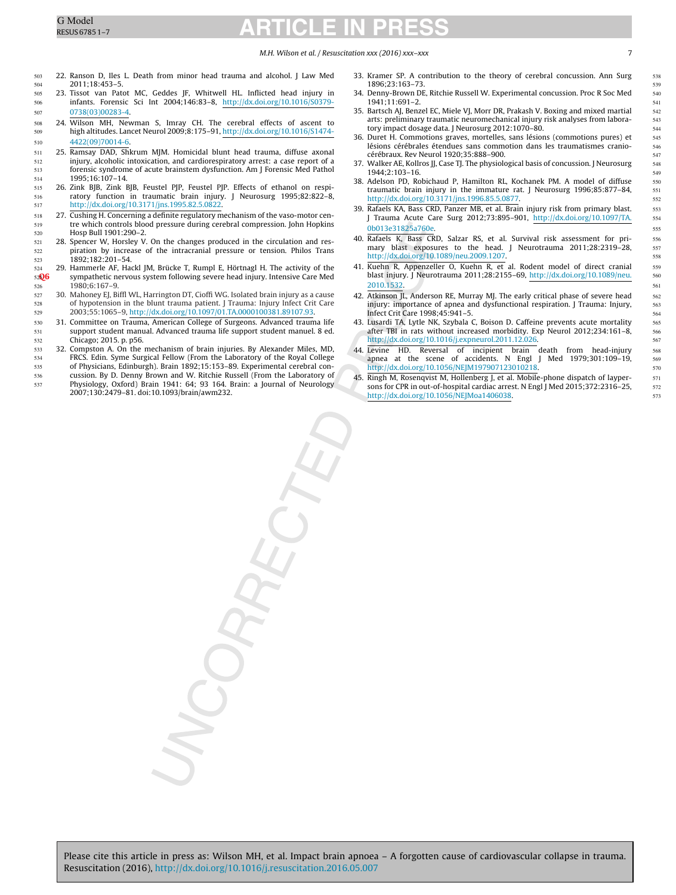22. Ranson D, Iles L. Death from minor head trauma and alcohol. J Law Med 2011;18:453–5.
23. Tissot van Patot MC, Geddes JF, Whitwell HL. Inflicted head injury in infants. Forensic Sci Int 2004;146:83–8, http://dx.doi.org/10.1016/S0379-0738(03)00283-4.
24. Wilson MH, Newman S, Imray CH. The cerebral effects of ascent to high altitudes. Lancet Neurol 2009;8:175–91, http://dx.doi.org/10.1016/S1474-4422(09)70014-6.
25. Ramsay DAD, Shkrum MJM. Homicidal blunt head trauma, diffuse axonal injury, alcoholic intoxication, and cardiorespiratory arrest: a case report of a forensic syndrome of acute brainstem dysfunction. Am J Forensic Med Pathol 1995;16:107–14.
26. Zink BJB, Zink BJB, Feustel PJP, Feustel PJP. Effects of ethanol on respiratory function in traumatic brain injury. J Neurosurg 1995;82:822–8, http://dx.doi.org/10.3171/jns.1995.82.5.0822.
27. Cushing H. Concerning a definite regulatory mechanism of the vaso-motor centre which controls blood pressure during cerebral compression. John Hopkins Hosp Bull 1901:290–2.
28. Spencer W, Horsley V. On the changes produced in the circulation and respiration by increase of the intracranial pressure or tension. Philos Trans 1892;182:201–54.
29. Hammerle AF, Hackl JM, Brücke T, Rumpl E, Hörtnagl H. The activity of the sympathetic nervous system following severe head injury. Intensive Care Med 1980;6:167–9.
30. Mahoney EJ, Biffl WL, Harrington DT, Cioffi WG. Isolated brain injury as a cause of hypotension in the blunt trauma patient. J Trauma: Injury Infect Crit Care 2003;55:1065–9, http://dx.doi.org/10.1097/01.TA.0000100381.89107.93.
31. Committee on Trauma, American College of Surgeons. Advanced trauma life support student manual. Advanced trauma life support student manuel. 8 ed. Chicago; 2015. p. p56.
32. Compston A. On the mechanism of brain injuries. By Alexander Miles, MD, FRCS. Edin. Syme Surgical Fellow (From the Laboratory of the Royal College of Physicians, Edinburgh). Brain 1892;15:153–89. Experimental cerebral concussion. By D. Denny Brown and W. Ritchie Russell (From the Laboratory of Physiology, Oxford) Brain 1941: 64; 93 164. Brain: a Journal of Neurology 2007;130:2479–81. doi:10.1093/brain/awm232.
33. Kramer SP. A contribution to the theory of cerebral concussion. Ann Surg 1896;23:163–73.
34. Denny-Brown DE, Ritchie Russell W. Experimental concussion. Proc R Soc Med 1941;11:691–2.
35. Bartsch AJ, Benzel EC, Miele VJ, Morr DR, Prakash V. Boxing and mixed martial arts: preliminary traumatic neuromechanical injury risk analyses from laboratory impact dosage data. J Neurosurg 2012:1070–80.
36. Duret H. Commotions graves, mortelles, sans lésions (commotions pures) et lésions cérébrales étendues sans commotion dans les traumatismes craniocérébraux. Rev Neurol 1920;35:888–900.
37. Walker AE, Kollros JJ, Case TJ. The physiological basis of concussion. J Neurosurg 1944;2:103–16.
38. Adelson PD, Robichaud P, Hamilton RL, Kochanek PM. A model of diffuse traumatic brain injury in the immature rat. J Neurosurg 1996;85:877–84, http://dx.doi.org/10.3171/jns.1996.85.5.0877.
39. Rafaels KA, Bass CRD, Panzer MB, et al. Brain injury risk from primary blast. J Trauma Acute Care Surg 2012;73:895–901, http://dx.doi.org/10.1097/TA.0b013e31825a760e.
40. Rafaels K, Bass CRD, Salzar RS, et al. Survival risk assessment for primary blast exposures to the head. J Neurotrauma 2011;28:2319–28, http://dx.doi.org/10.1089/neu.2009.1207.
41. Kuehn R, Appenzeller O, Kuehn R, et al. Rodent model of direct cranial blast injury. J Neurotrauma 2011;28:2155–69, http://dx.doi.org/10.1089/neu.2010.1532.
42. Atkinson JL, Anderson RE, Murray MJ. The early critical phase of severe head injury: importance of apnea and dysfunctional respiration. J Trauma: Injury, Infect Crit Care 1998;45:941–5.
43. Lusardi TA, Lytle NK, Szybala C, Boison D. Caffeine prevents acute mortality after TBI in rats without increased morbidity. Exp Neurol 2012;234:161–8, http://dx.doi.org/10.1016/j.expneurol.2011.12.026.
44. Levine HD. Reversal of incipient brain death from head-injury apnea at the scene of accidents. N Engl J Med 1979;301:109–19, http://dx.doi.org/10.1056/NEJM197907123010218.
45. Ringh M, Rosenqvist M, Hollenberg J, et al. Mobile-phone dispatch of laypersons for CPR in out-of-hospital cardiac arrest. N Engl J Med 2015;372:2316–25, http://dx.doi.org/10.1056/NEJMoa1406038.

Please cite this article in press as: Wilson MH, et al. Impact brain apnoea – A forgotten cause of cardiovascular collapse in trauma. Resuscitation (2016), http://dx.doi.org/10.1016/j.resuscitation.2016.05.007